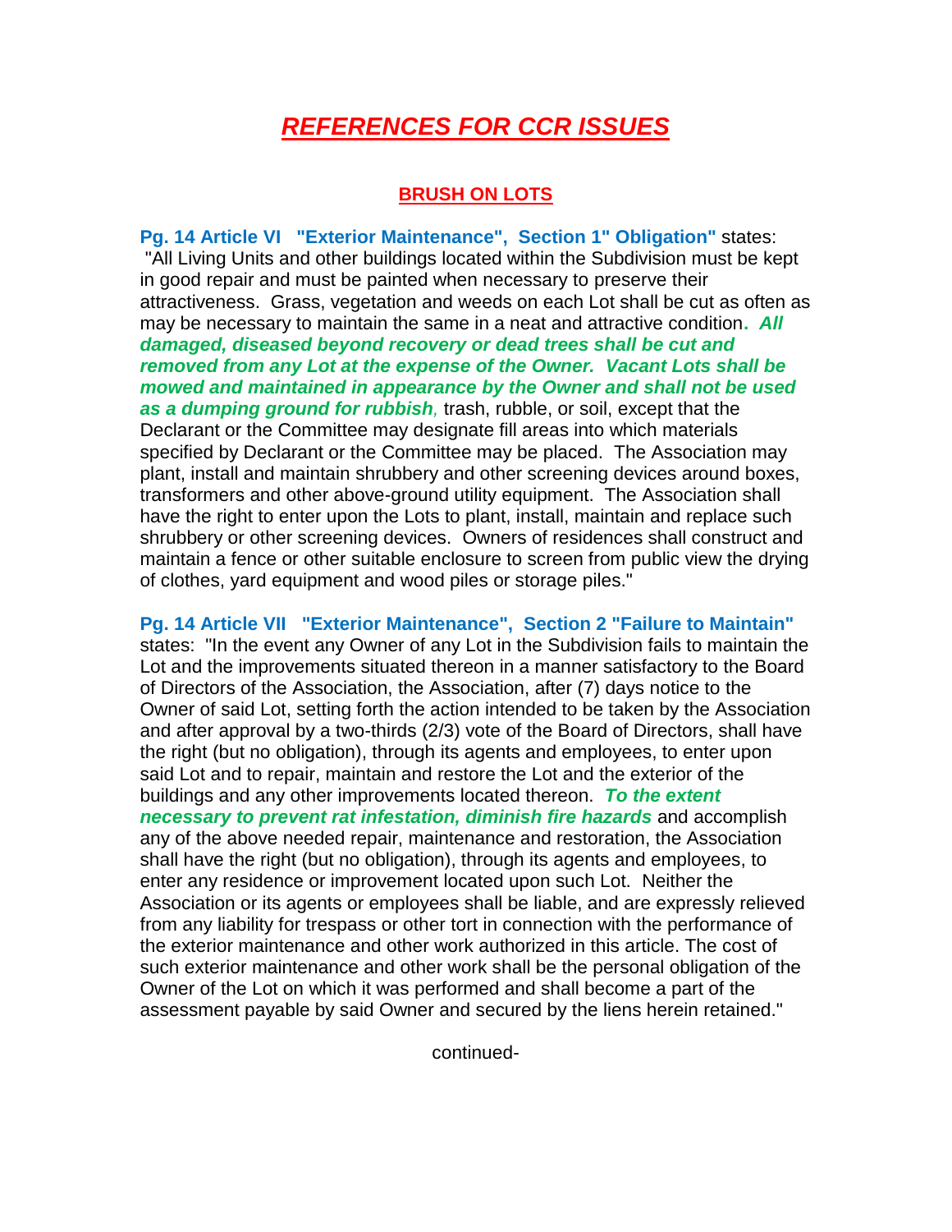# ***REFERENCES FOR CCR ISSUES***

## BRUSH ON LOTS

**Pg. 14 Article VI "Exterior Maintenance", Section 1" Obligation"** states: "All Living Units and other buildings located within the Subdivision must be kept in good repair and must be painted when necessary to preserve their attractiveness. Grass, vegetation and weeds on each Lot shall be cut as often as may be necessary to maintain the same in a neat and attractive condition**.** ***All damaged, diseased beyond recovery or dead trees shall be cut and removed from any Lot at the expense of the Owner. Vacant Lots shall be mowed and maintained in appearance by the Owner and shall not be used as a dumping ground for rubbish,*** trash, rubble, or soil, except that the Declarant or the Committee may designate fill areas into which materials specified by Declarant or the Committee may be placed. The Association may plant, install and maintain shrubbery and other screening devices around boxes, transformers and other above-ground utility equipment. The Association shall have the right to enter upon the Lots to plant, install, maintain and replace such shrubbery or other screening devices. Owners of residences shall construct and maintain a fence or other suitable enclosure to screen from public view the drying of clothes, yard equipment and wood piles or storage piles."

**Pg. 14 Article VII "Exterior Maintenance", Section 2 "Failure to Maintain"** states: "In the event any Owner of any Lot in the Subdivision fails to maintain the Lot and the improvements situated thereon in a manner satisfactory to the Board of Directors of the Association, the Association, after (7) days notice to the Owner of said Lot, setting forth the action intended to be taken by the Association and after approval by a two-thirds (2/3) vote of the Board of Directors, shall have the right (but no obligation), through its agents and employees, to enter upon said Lot and to repair, maintain and restore the Lot and the exterior of the buildings and any other improvements located thereon. ***To the extent necessary to prevent rat infestation, diminish fire hazards*** and accomplish any of the above needed repair, maintenance and restoration, the Association shall have the right (but no obligation), through its agents and employees, to enter any residence or improvement located upon such Lot. Neither the Association or its agents or employees shall be liable, and are expressly relieved from any liability for trespass or other tort in connection with the performance of the exterior maintenance and other work authorized in this article. The cost of such exterior maintenance and other work shall be the personal obligation of the Owner of the Lot on which it was performed and shall become a part of the assessment payable by said Owner and secured by the liens herein retained."

continued-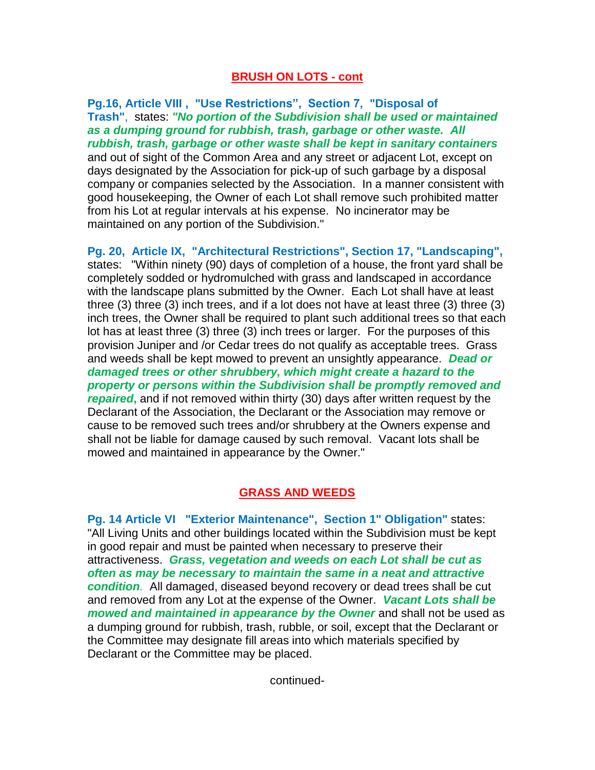## BRUSH ON LOTS - cont

**Pg.16, Article VIII , "Use Restrictions", Section 7, "Disposal of Trash"**, states: ***"No portion of the Subdivision shall be used or maintained as a dumping ground for rubbish, trash, garbage or other waste. All rubbish, trash, garbage or other waste shall be kept in sanitary containers*** and out of sight of the Common Area and any street or adjacent Lot, except on days designated by the Association for pick-up of such garbage by a disposal company or companies selected by the Association. In a manner consistent with good housekeeping, the Owner of each Lot shall remove such prohibited matter from his Lot at regular intervals at his expense. No incinerator may be maintained on any portion of the Subdivision."

**Pg. 20, Article IX, "Architectural Restrictions", Section 17, "Landscaping",** states: "Within ninety (90) days of completion of a house, the front yard shall be completely sodded or hydromulched with grass and landscaped in accordance with the landscape plans submitted by the Owner. Each Lot shall have at least three (3) three (3) inch trees, and if a lot does not have at least three (3) three (3) inch trees, the Owner shall be required to plant such additional trees so that each lot has at least three (3) three (3) inch trees or larger. For the purposes of this provision Juniper and /or Cedar trees do not qualify as acceptable trees. Grass and weeds shall be kept mowed to prevent an unsightly appearance. ***Dead or damaged trees or other shrubbery, which might create a hazard to the property or persons within the Subdivision shall be promptly removed and repaired***, and if not removed within thirty (30) days after written request by the Declarant of the Association, the Declarant or the Association may remove or cause to be removed such trees and/or shrubbery at the Owners expense and shall not be liable for damage caused by such removal. Vacant lots shall be mowed and maintained in appearance by the Owner."

## GRASS AND WEEDS

**Pg. 14 Article VI "Exterior Maintenance", Section 1" Obligation"** states: "All Living Units and other buildings located within the Subdivision must be kept in good repair and must be painted when necessary to preserve their attractiveness. ***Grass, vegetation and weeds on each Lot shall be cut as often as may be necessary to maintain the same in a neat and attractive condition***. All damaged, diseased beyond recovery or dead trees shall be cut and removed from any Lot at the expense of the Owner. ***Vacant Lots shall be mowed and maintained in appearance by the Owner*** and shall not be used as a dumping ground for rubbish, trash, rubble, or soil, except that the Declarant or the Committee may designate fill areas into which materials specified by Declarant or the Committee may be placed.

continued-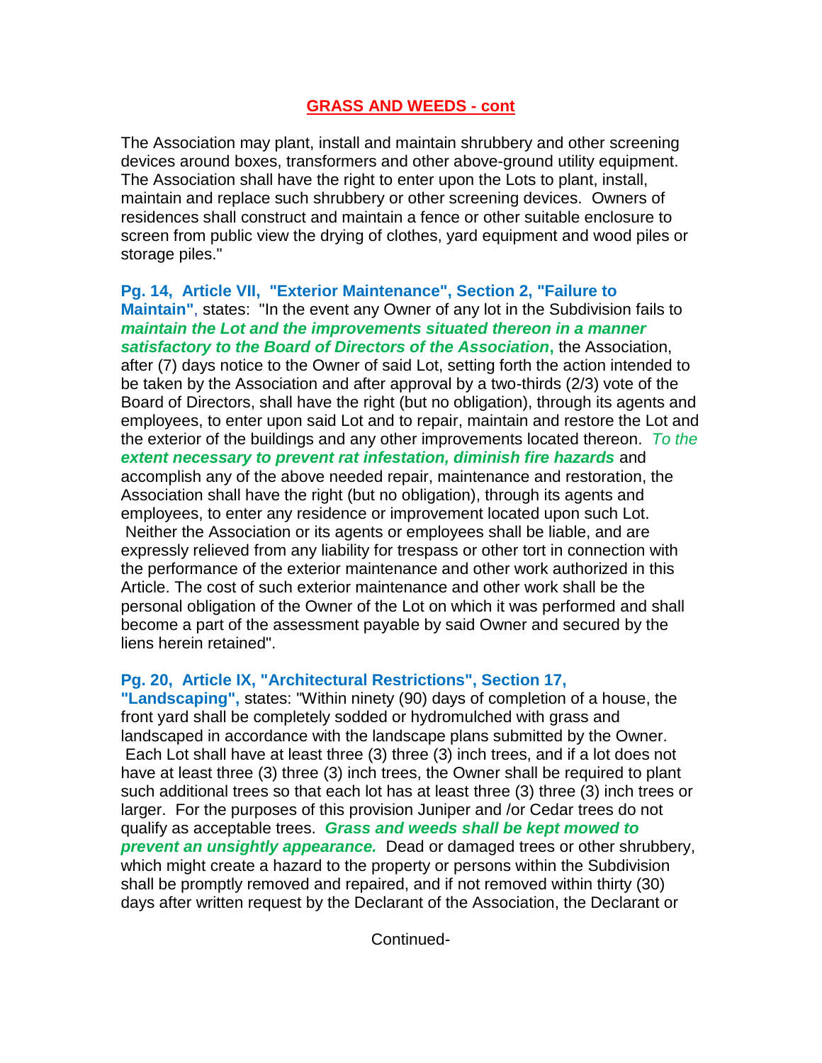## GRASS AND WEEDS - cont

The Association may plant, install and maintain shrubbery and other screening devices around boxes, transformers and other above-ground utility equipment. The Association shall have the right to enter upon the Lots to plant, install, maintain and replace such shrubbery or other screening devices. Owners of residences shall construct and maintain a fence or other suitable enclosure to screen from public view the drying of clothes, yard equipment and wood piles or storage piles."

**Pg. 14, Article VII, "Exterior Maintenance", Section 2, "Failure to Maintain",** states: "In the event any Owner of any lot in the Subdivision fails to ***maintain the Lot and the improvements situated thereon in a manner satisfactory to the Board of Directors of the Association***, the Association, after (7) days notice to the Owner of said Lot, setting forth the action intended to be taken by the Association and after approval by a two-thirds (2/3) vote of the Board of Directors, shall have the right (but no obligation), through its agents and employees, to enter upon said Lot and to repair, maintain and restore the Lot and the exterior of the buildings and any other improvements located thereon. *To the* ***extent necessary to prevent rat infestation, diminish fire hazards*** and accomplish any of the above needed repair, maintenance and restoration, the Association shall have the right (but no obligation), through its agents and employees, to enter any residence or improvement located upon such Lot. Neither the Association or its agents or employees shall be liable, and are expressly relieved from any liability for trespass or other tort in connection with the performance of the exterior maintenance and other work authorized in this Article. The cost of such exterior maintenance and other work shall be the personal obligation of the Owner of the Lot on which it was performed and shall become a part of the assessment payable by said Owner and secured by the liens herein retained".

**Pg. 20, Article IX, "Architectural Restrictions", Section 17, "Landscaping",** states: "Within ninety (90) days of completion of a house, the front yard shall be completely sodded or hydromulched with grass and landscaped in accordance with the landscape plans submitted by the Owner. Each Lot shall have at least three (3) three (3) inch trees, and if a lot does not have at least three (3) three (3) inch trees, the Owner shall be required to plant such additional trees so that each lot has at least three (3) three (3) inch trees or larger. For the purposes of this provision Juniper and /or Cedar trees do not qualify as acceptable trees. ***Grass and weeds shall be kept mowed to prevent an unsightly appearance.*** Dead or damaged trees or other shrubbery, which might create a hazard to the property or persons within the Subdivision shall be promptly removed and repaired, and if not removed within thirty (30) days after written request by the Declarant of the Association, the Declarant or

Continued-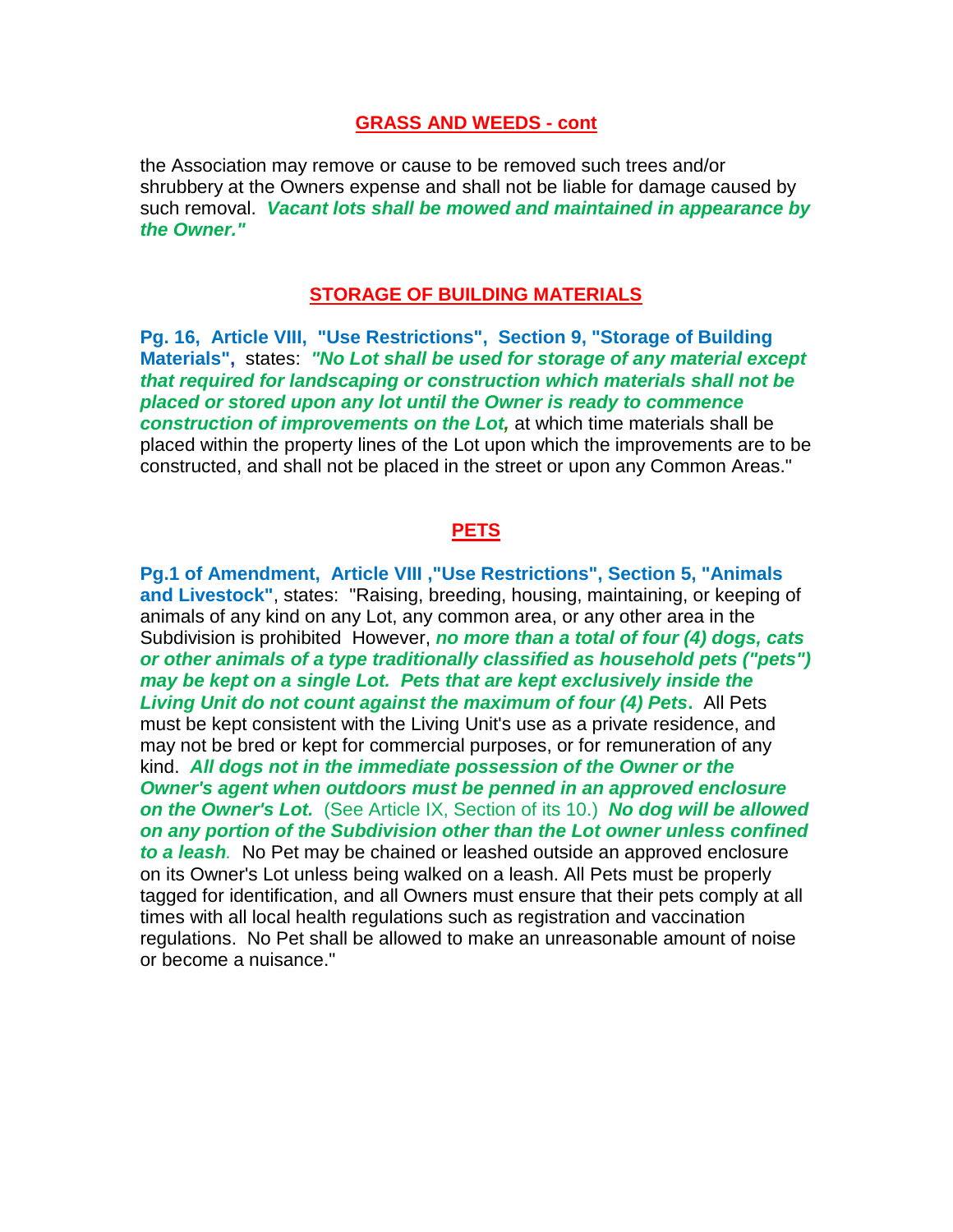## GRASS AND WEEDS - cont

the Association may remove or cause to be removed such trees and/or shrubbery at the Owners expense and shall not be liable for damage caused by such removal. ***Vacant lots shall be mowed and maintained in appearance by the Owner."***

## STORAGE OF BUILDING MATERIALS

**Pg. 16, Article VIII, "Use Restrictions", Section 9, "Storage of Building Materials",** states: ***"No Lot shall be used for storage of any material except that required for landscaping or construction which materials shall not be placed or stored upon any lot until the Owner is ready to commence construction of improvements on the Lot,*** at which time materials shall be placed within the property lines of the Lot upon which the improvements are to be constructed, and shall not be placed in the street or upon any Common Areas."

## PETS

**Pg.1 of Amendment, Article VIII ,"Use Restrictions", Section 5, "Animals and Livestock"**, states: "Raising, breeding, housing, maintaining, or keeping of animals of any kind on any Lot, any common area, or any other area in the Subdivision is prohibited However, ***no more than a total of four (4) dogs, cats or other animals of a type traditionally classified as household pets ("pets") may be kept on a single Lot. Pets that are kept exclusively inside the Living Unit do not count against the maximum of four (4) Pets***. All Pets must be kept consistent with the Living Unit's use as a private residence, and may not be bred or kept for commercial purposes, or for remuneration of any kind. ***All dogs not in the immediate possession of the Owner or the Owner's agent when outdoors must be penned in an approved enclosure on the Owner's Lot.*** (See Article IX, Section of its 10.) ***No dog will be allowed on any portion of the Subdivision other than the Lot owner unless confined to a leash.*** No Pet may be chained or leashed outside an approved enclosure on its Owner's Lot unless being walked on a leash. All Pets must be properly tagged for identification, and all Owners must ensure that their pets comply at all times with all local health regulations such as registration and vaccination regulations. No Pet shall be allowed to make an unreasonable amount of noise or become a nuisance."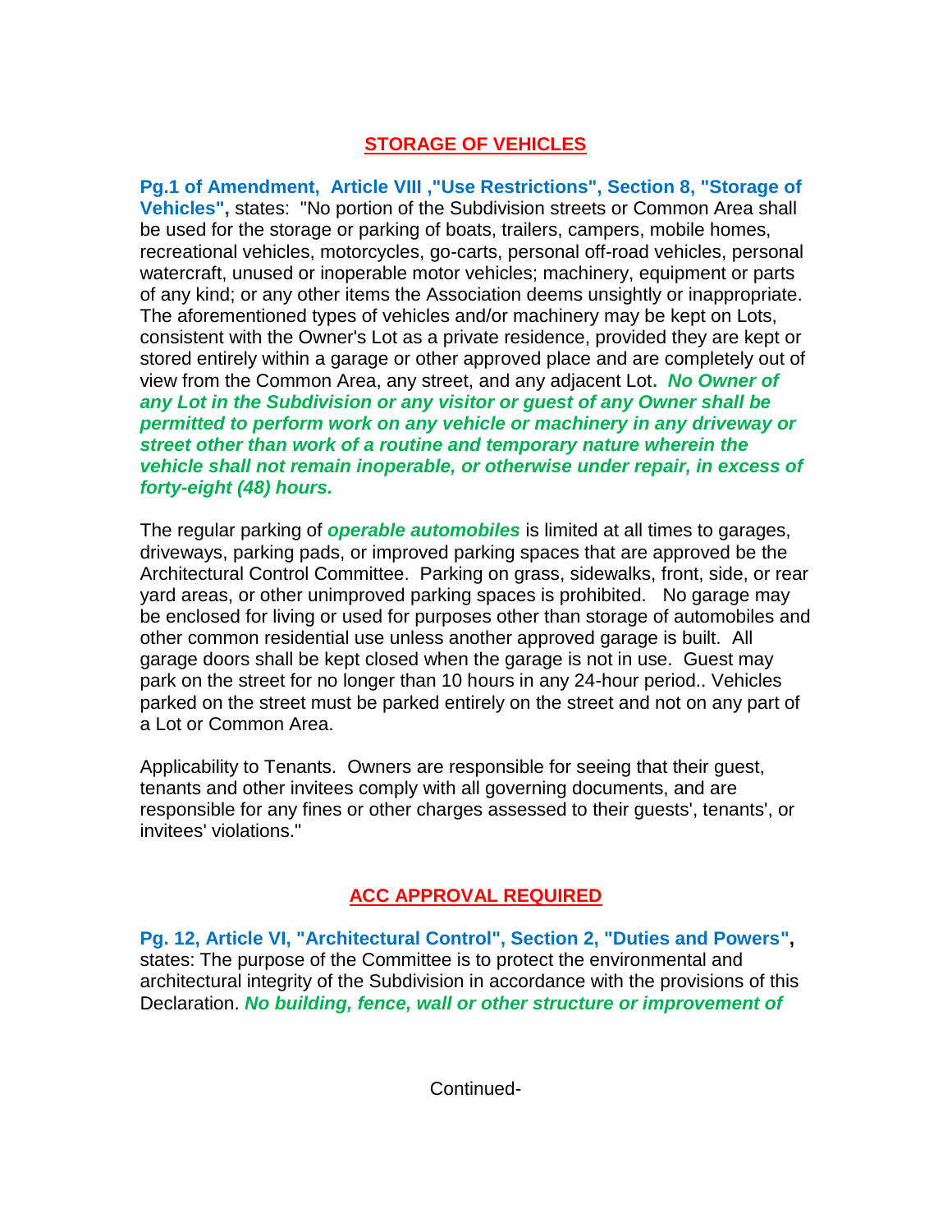## <u>STORAGE OF VEHICLES</u>

**Pg.1 of Amendment, Article VIII ,"Use Restrictions", Section 8, "Storage of Vehicles",** states: "No portion of the Subdivision streets or Common Area shall be used for the storage or parking of boats, trailers, campers, mobile homes, recreational vehicles, motorcycles, go-carts, personal off-road vehicles, personal watercraft, unused or inoperable motor vehicles; machinery, equipment or parts of any kind; or any other items the Association deems unsightly or inappropriate. The aforementioned types of vehicles and/or machinery may be kept on Lots, consistent with the Owner's Lot as a private residence, provided they are kept or stored entirely within a garage or other approved place and are completely out of view from the Common Area, any street, and any adjacent Lot**.** ***No Owner of any Lot in the Subdivision or any visitor or guest of any Owner shall be permitted to perform work on any vehicle or machinery in any driveway or street other than work of a routine and temporary nature wherein the vehicle shall not remain inoperable, or otherwise under repair, in excess of forty-eight (48) hours.***

The regular parking of ***operable automobiles*** is limited at all times to garages, driveways, parking pads, or improved parking spaces that are approved be the Architectural Control Committee. Parking on grass, sidewalks, front, side, or rear yard areas, or other unimproved parking spaces is prohibited. No garage may be enclosed for living or used for purposes other than storage of automobiles and other common residential use unless another approved garage is built. All garage doors shall be kept closed when the garage is not in use. Guest may park on the street for no longer than 10 hours in any 24-hour period.. Vehicles parked on the street must be parked entirely on the street and not on any part of a Lot or Common Area.

Applicability to Tenants. Owners are responsible for seeing that their guest, tenants and other invitees comply with all governing documents, and are responsible for any fines or other charges assessed to their guests', tenants', or invitees' violations."

## <u>ACC APPROVAL REQUIRED</u>

**Pg. 12, Article VI, "Architectural Control", Section 2, "Duties and Powers",** states: The purpose of the Committee is to protect the environmental and architectural integrity of the Subdivision in accordance with the provisions of this Declaration. ***No building, fence, wall or other structure or improvement of***

Continued-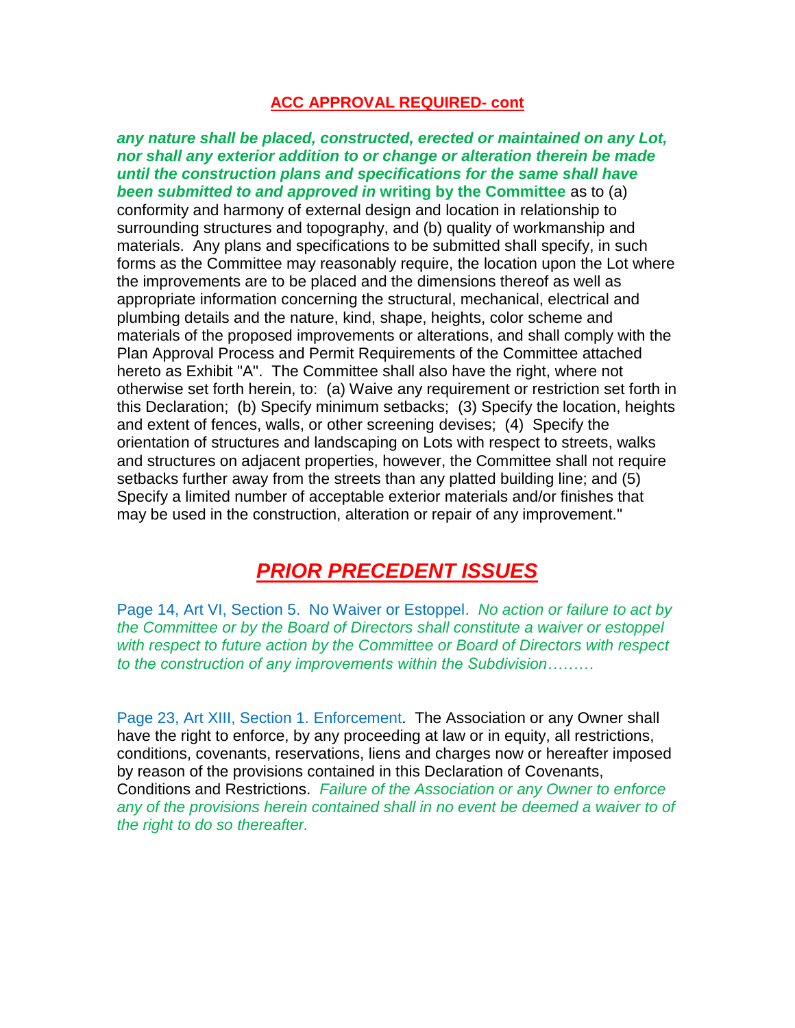## ACC APPROVAL REQUIRED- cont

***any nature shall be placed, constructed, erected or maintained on any Lot, nor shall any exterior addition to or change or alteration therein be made until the construction plans and specifications for the same shall have been submitted to and approved in* writing by the Committee** as to (a) conformity and harmony of external design and location in relationship to surrounding structures and topography, and (b) quality of workmanship and materials. Any plans and specifications to be submitted shall specify, in such forms as the Committee may reasonably require, the location upon the Lot where the improvements are to be placed and the dimensions thereof as well as appropriate information concerning the structural, mechanical, electrical and plumbing details and the nature, kind, shape, heights, color scheme and materials of the proposed improvements or alterations, and shall comply with the Plan Approval Process and Permit Requirements of the Committee attached hereto as Exhibit "A". The Committee shall also have the right, where not otherwise set forth herein, to: (a) Waive any requirement or restriction set forth in this Declaration; (b) Specify minimum setbacks; (3) Specify the location, heights and extent of fences, walls, or other screening devises; (4) Specify the orientation of structures and landscaping on Lots with respect to streets, walks and structures on adjacent properties, however, the Committee shall not require setbacks further away from the streets than any platted building line; and (5) Specify a limited number of acceptable exterior materials and/or finishes that may be used in the construction, alteration or repair of any improvement."

# ***PRIOR PRECEDENT ISSUES***

Page 14, Art VI, Section 5. No Waiver or Estoppel. *No action or failure to act by the Committee or by the Board of Directors shall constitute a waiver or estoppel with respect to future action by the Committee or Board of Directors with respect to the construction of any improvements within the Subdivision………*

Page 23, Art XIII, Section 1. Enforcement. The Association or any Owner shall have the right to enforce, by any proceeding at law or in equity, all restrictions, conditions, covenants, reservations, liens and charges now or hereafter imposed by reason of the provisions contained in this Declaration of Covenants, Conditions and Restrictions. *Failure of the Association or any Owner to enforce any of the provisions herein contained shall in no event be deemed a waiver to of the right to do so thereafter.*